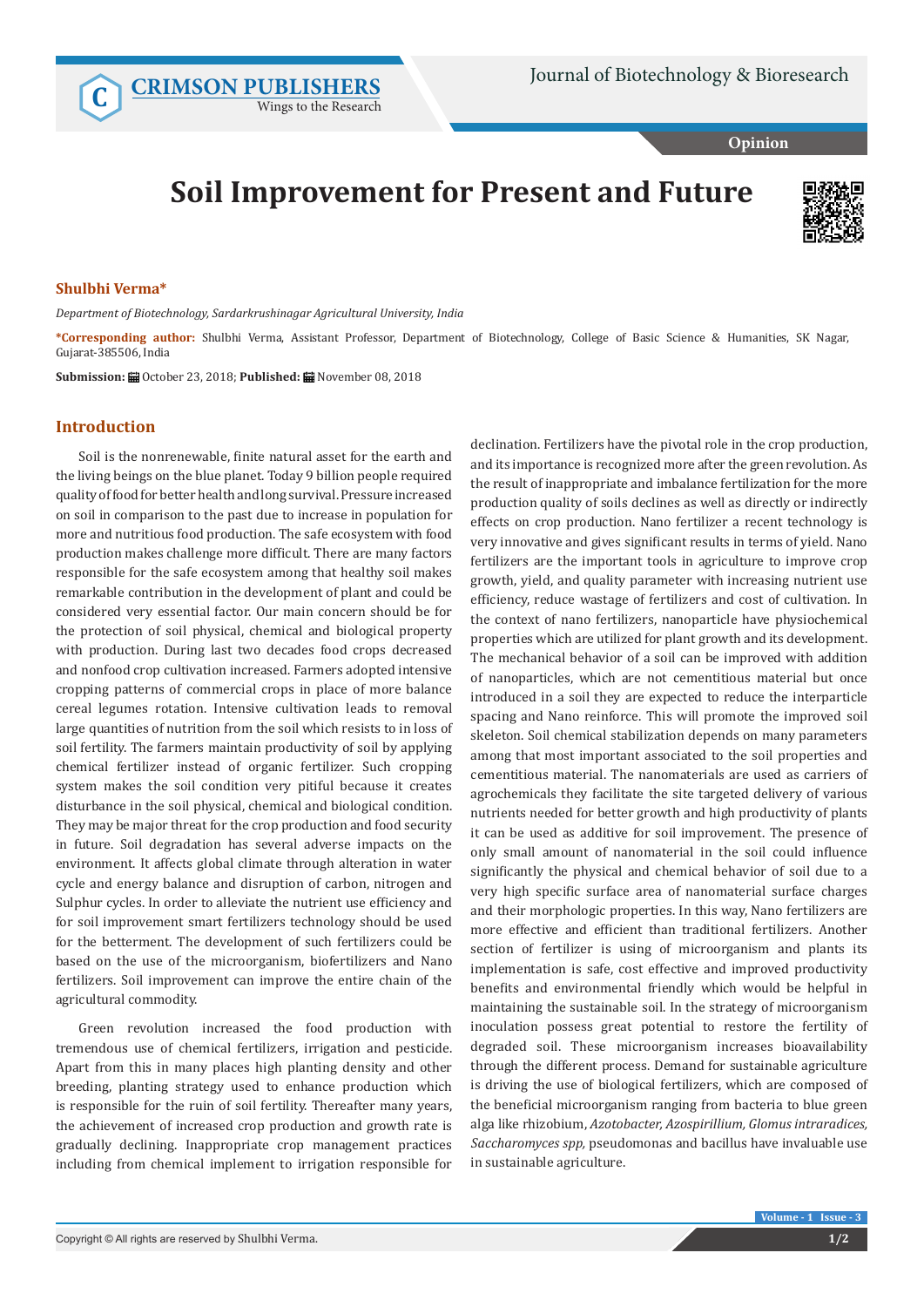# Soil Improvement for Present and Future

**Shulbhi Verma***

*Department of Biotechnology, Sardarkrushinagar Agricultural University, India*

**\*Corresponding author:** Shulbhi Verma, Assistant Professor, Department of Biotechnology, College of Basic Science & Humanities, SK Nagar, Gujarat-385506, India

**Submission:** October 23, 2018; **Published:** November 08, 2018

## Introduction

Soil is the nonrenewable, finite natural asset for the earth and the living beings on the blue planet. Today 9 billion people required quality of food for better health and long survival. Pressure increased on soil in comparison to the past due to increase in population for more and nutritious food production. The safe ecosystem with food production makes challenge more difficult. There are many factors responsible for the safe ecosystem among that healthy soil makes remarkable contribution in the development of plant and could be considered very essential factor. Our main concern should be for the protection of soil physical, chemical and biological property with production. During last two decades food crops decreased and nonfood crop cultivation increased. Farmers adopted intensive cropping patterns of commercial crops in place of more balance cereal legumes rotation. Intensive cultivation leads to removal large quantities of nutrition from the soil which resists to in loss of soil fertility. The farmers maintain productivity of soil by applying chemical fertilizer instead of organic fertilizer. Such cropping system makes the soil condition very pitiful because it creates disturbance in the soil physical, chemical and biological condition. They may be major threat for the crop production and food security in future. Soil degradation has several adverse impacts on the environment. It affects global climate through alteration in water cycle and energy balance and disruption of carbon, nitrogen and Sulphur cycles. In order to alleviate the nutrient use efficiency and for soil improvement smart fertilizers technology should be used for the betterment. The development of such fertilizers could be based on the use of the microorganism, biofertilizers and Nano fertilizers. Soil improvement can improve the entire chain of the agricultural commodity.

Green revolution increased the food production with tremendous use of chemical fertilizers, irrigation and pesticide. Apart from this in many places high planting density and other breeding, planting strategy used to enhance production which is responsible for the ruin of soil fertility. Thereafter many years, the achievement of increased crop production and growth rate is gradually declining. Inappropriate crop management practices including from chemical implement to irrigation responsible for declination. Fertilizers have the pivotal role in the crop production, and its importance is recognized more after the green revolution. As the result of inappropriate and imbalance fertilization for the more production quality of soils declines as well as directly or indirectly effects on crop production. Nano fertilizer a recent technology is very innovative and gives significant results in terms of yield. Nano fertilizers are the important tools in agriculture to improve crop growth, yield, and quality parameter with increasing nutrient use efficiency, reduce wastage of fertilizers and cost of cultivation. In the context of nano fertilizers, nanoparticle have physiochemical properties which are utilized for plant growth and its development. The mechanical behavior of a soil can be improved with addition of nanoparticles, which are not cementitious material but once introduced in a soil they are expected to reduce the interparticle spacing and Nano reinforce. This will promote the improved soil skeleton. Soil chemical stabilization depends on many parameters among that most important associated to the soil properties and cementitious material. The nanomaterials are used as carriers of agrochemicals they facilitate the site targeted delivery of various nutrients needed for better growth and high productivity of plants it can be used as additive for soil improvement. The presence of only small amount of nanomaterial in the soil could influence significantly the physical and chemical behavior of soil due to a very high specific surface area of nanomaterial surface charges and their morphologic properties. In this way, Nano fertilizers are more effective and efficient than traditional fertilizers. Another section of fertilizer is using of microorganism and plants its implementation is safe, cost effective and improved productivity benefits and environmental friendly which would be helpful in maintaining the sustainable soil. In the strategy of microorganism inoculation possess great potential to restore the fertility of degraded soil. These microorganism increases bioavailability through the different process. Demand for sustainable agriculture is driving the use of biological fertilizers, which are composed of the beneficial microorganism ranging from bacteria to blue green alga like rhizobium, *Azotobacter, Azospirillium, Glomus intraradices, Saccharomyces spp,* pseudomonas and bacillus have invaluable use in sustainable agriculture.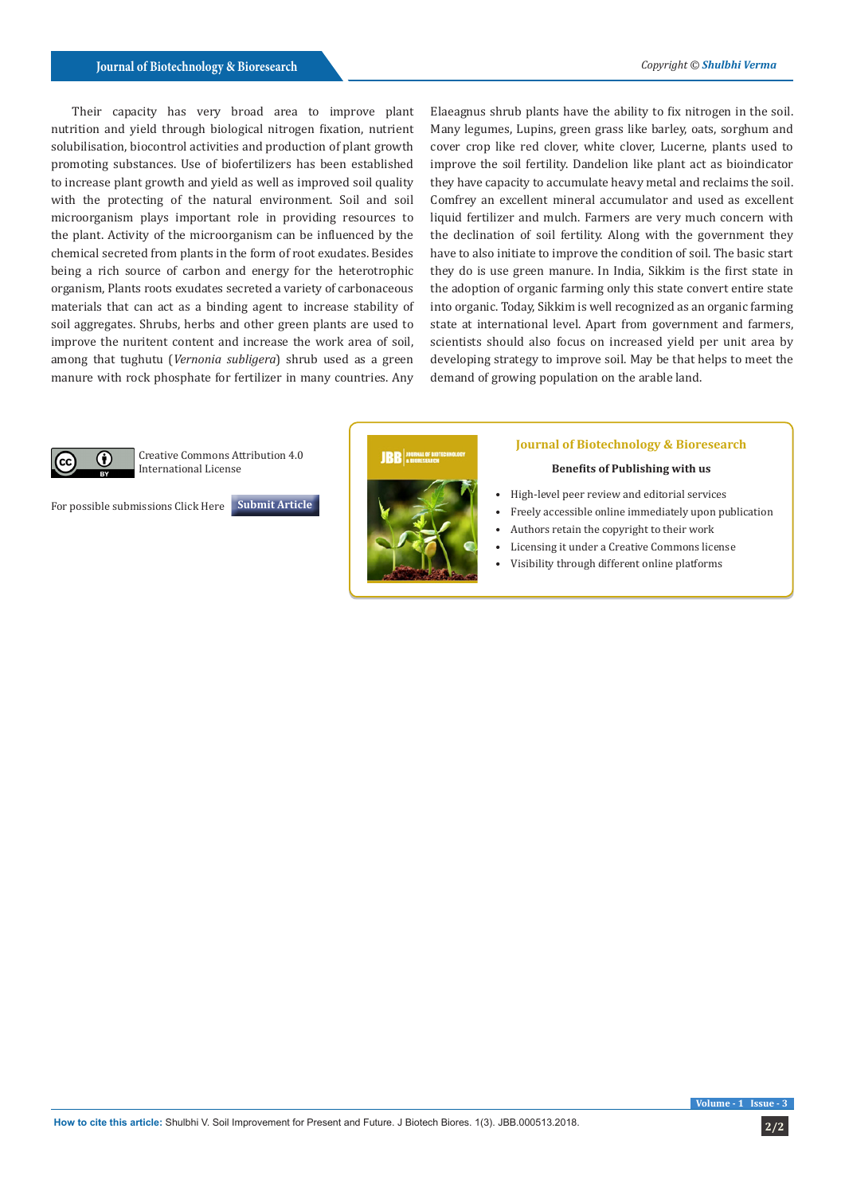Their capacity has very broad area to improve plant nutrition and yield through biological nitrogen fixation, nutrient solubilisation, biocontrol activities and production of plant growth promoting substances. Use of biofertilizers has been established to increase plant growth and yield as well as improved soil quality with the protecting of the natural environment. Soil and soil microorganism plays important role in providing resources to the plant. Activity of the microorganism can be influenced by the chemical secreted from plants in the form of root exudates. Besides being a rich source of carbon and energy for the heterotrophic organism, Plants roots exudates secreted a variety of carbonaceous materials that can act as a binding agent to increase stability of soil aggregates. Shrubs, herbs and other green plants are used to improve the nuritent content and increase the work area of soil, among that tughutu (*Vernonia subligera*) shrub used as a green manure with rock phosphate for fertilizer in many countries. Any Elaeagnus shrub plants have the ability to fix nitrogen in the soil. Many legumes, Lupins, green grass like barley, oats, sorghum and cover crop like red clover, white clover, Lucerne, plants used to improve the soil fertility. Dandelion like plant act as bioindicator they have capacity to accumulate heavy metal and reclaims the soil. Comfrey an excellent mineral accumulator and used as excellent liquid fertilizer and mulch. Farmers are very much concern with the declination of soil fertility. Along with the government they have to also initiate to improve the condition of soil. The basic start they do is use green manure. In India, Sikkim is the first state in the adoption of organic farming only this state convert entire state into organic. Today, Sikkim is well recognized as an organic farming state at international level. Apart from government and farmers, scientists should also focus on increased yield per unit area by developing strategy to improve soil. May be that helps to meet the demand of growing population on the arable land.

Creative Commons Attribution 4.0 International License

For possible submissions Click Here **Submit Article**

**Journal of Biotechnology & Bioresearch**

**Benefits of Publishing with us**

- High-level peer review and editorial services
- Freely accessible online immediately upon publication
- Authors retain the copyright to their work
- Licensing it under a Creative Commons license
- Visibility through different online platforms

**How to cite this article:** Shulbhi V. Soil Improvement for Present and Future. J Biotech Biores. 1(3). JBB.000513.2018.